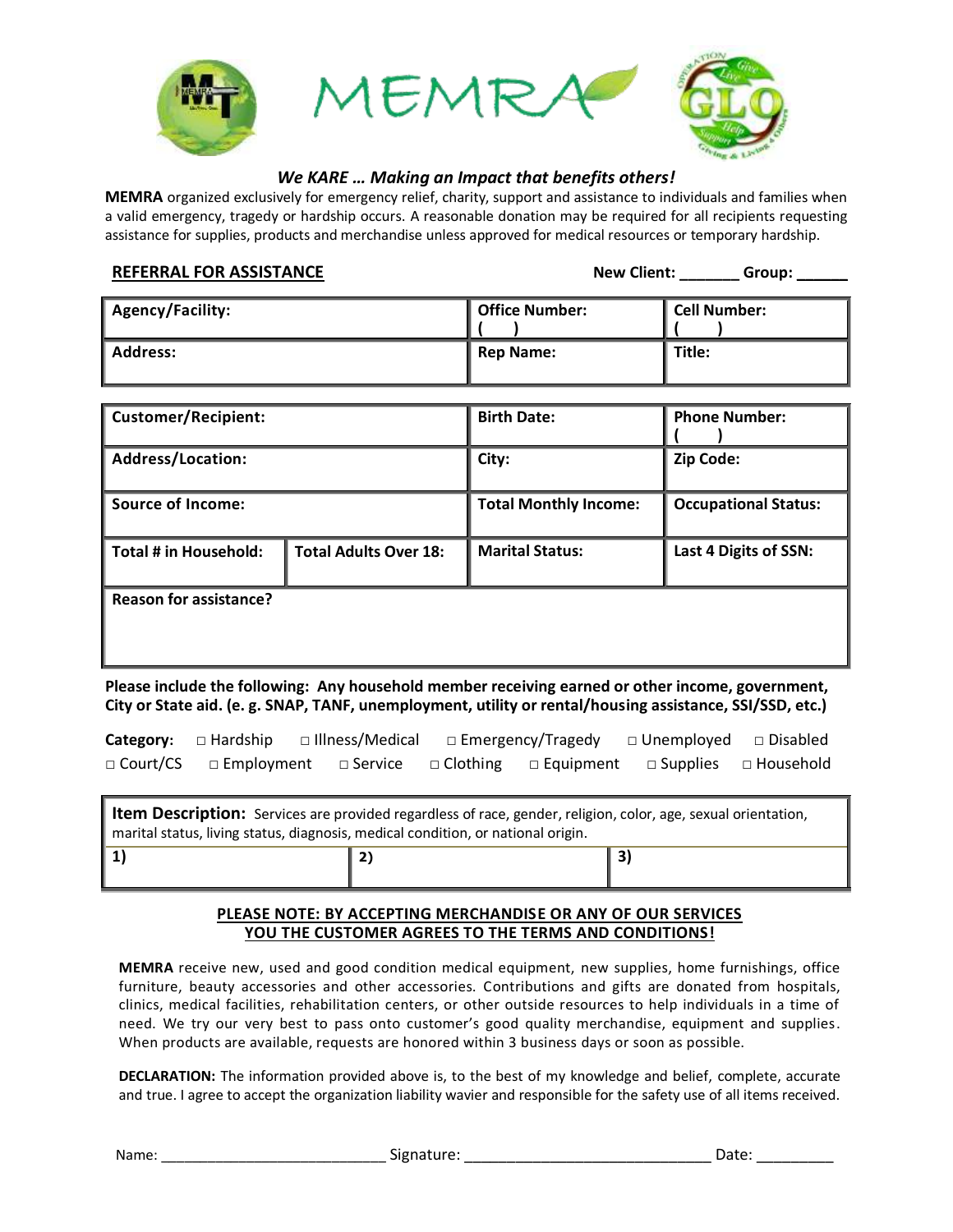# MEMRA

*We KARE … Making an Impact that benefits others!*

**MEMRA** organized exclusively for emergency relief, charity, support and assistance to individuals and families when a valid emergency, tragedy or hardship occurs. A reasonable donation may be required for all recipients requesting assistance for supplies, products and merchandise unless approved for medical resources or temporary hardship.

**REFERRAL FOR ASSISTANCE** **New Client: _______ Group: ______**

| **Agency/Facility:** | **Office Number:** ( ) | **Cell Number:** ( ) |
|---|---|---|
| **Address:** | **Rep Name:** | **Title:** |

| **Customer/Recipient:** | | **Birth Date:** | **Phone Number:** ( ) |
|---|---|---|---|
| **Address/Location:** | | **City:** | **Zip Code:** |
| **Source of Income:** | | **Total Monthly Income:** | **Occupational Status:** |
| **Total # in Household:** | **Total Adults Over 18:** | **Marital Status:** | **Last 4 Digits of SSN:** |
| **Reason for assistance?** | | | |

**Please include the following: Any household member receiving earned or other income, government, City or State aid. (e. g. SNAP, TANF, unemployment, utility or rental/housing assistance, SSI/SSD, etc.)**

**Category:** □ Hardship □ Illness/Medical □ Emergency/Tragedy □ Unemployed □ Disabled □ Court/CS □ Employment □ Service □ Clothing □ Equipment □ Supplies □ Household

| **Item Description:** Services are provided regardless of race, gender, religion, color, age, sexual orientation, marital status, living status, diagnosis, medical condition, or national origin. | | |
|---|---|---|
| **1)** | **2)** | **3)** |

**PLEASE NOTE: BY ACCEPTING MERCHANDISE OR ANY OF OUR SERVICES YOU THE CUSTOMER AGREES TO THE TERMS AND CONDITIONS!**

**MEMRA** receive new, used and good condition medical equipment, new supplies, home furnishings, office furniture, beauty accessories and other accessories. Contributions and gifts are donated from hospitals, clinics, medical facilities, rehabilitation centers, or other outside resources to help individuals in a time of need. We try our very best to pass onto customer's good quality merchandise, equipment and supplies. When products are available, requests are honored within 3 business days or soon as possible.

**DECLARATION:** The information provided above is, to the best of my knowledge and belief, complete, accurate and true. I agree to accept the organization liability wavier and responsible for the safety use of all items received.

Name: ___________________________ Signature: _____________________________ Date: _________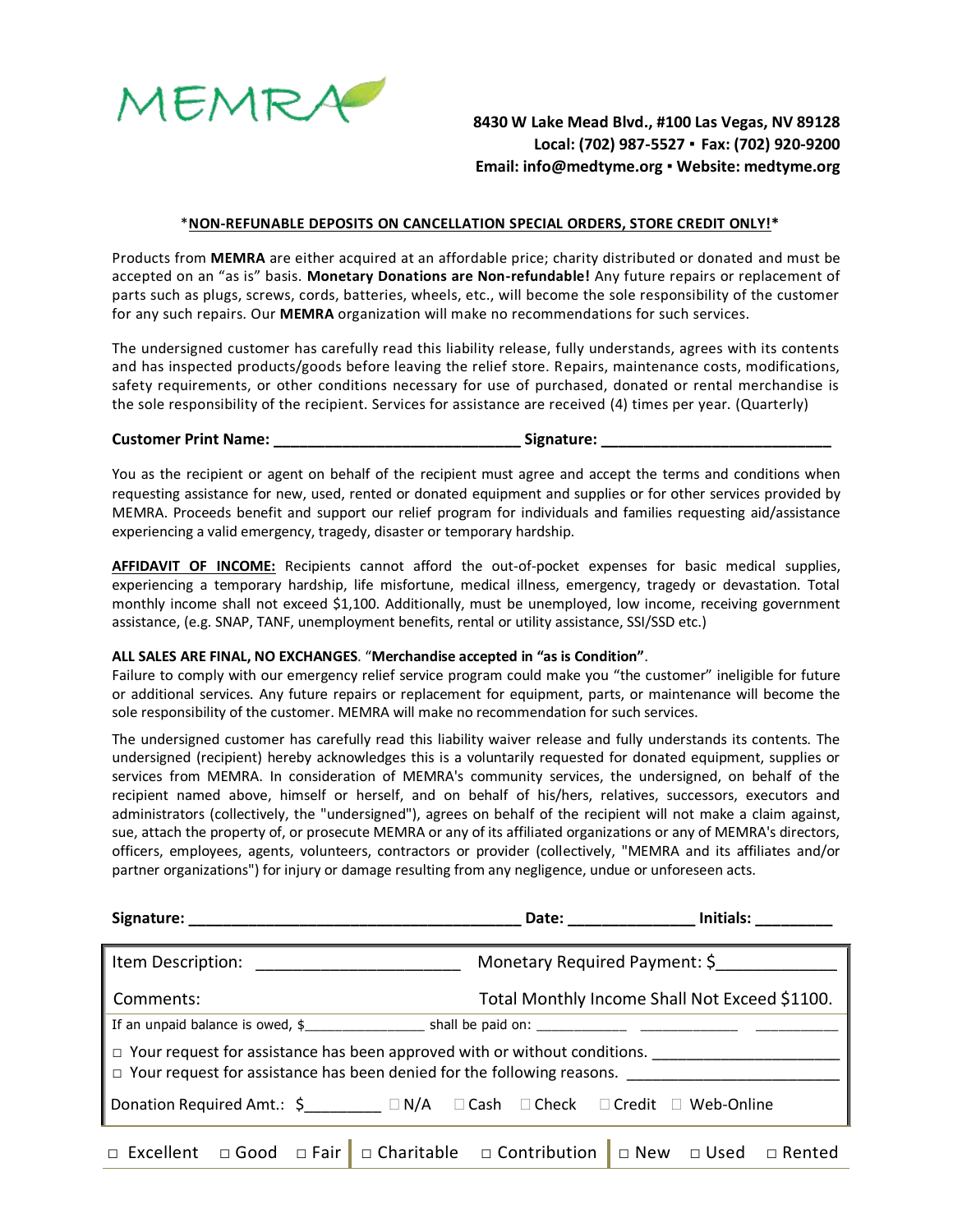MEMRA

**8430 W Lake Mead Blvd., #100 Las Vegas, NV 89128**
**Local: (702) 987-5527 ▪ Fax: (702) 920-9200**
**Email: info@medtyme.org ▪ Website: medtyme.org**

\***NON-REFUNABLE DEPOSITS ON CANCELLATION SPECIAL ORDERS, STORE CREDIT ONLY!**\*

Products from **MEMRA** are either acquired at an affordable price; charity distributed or donated and must be accepted on an "as is" basis. **Monetary Donations are Non-refundable!** Any future repairs or replacement of parts such as plugs, screws, cords, batteries, wheels, etc., will become the sole responsibility of the customer for any such repairs. Our **MEMRA** organization will make no recommendations for such services.

The undersigned customer has carefully read this liability release, fully understands, agrees with its contents and has inspected products/goods before leaving the relief store. Repairs, maintenance costs, modifications, safety requirements, or other conditions necessary for use of purchased, donated or rental merchandise is the sole responsibility of the recipient. Services for assistance are received (4) times per year. (Quarterly)

**Customer Print Name:** _____________________________ **Signature:** ___________________________

You as the recipient or agent on behalf of the recipient must agree and accept the terms and conditions when requesting assistance for new, used, rented or donated equipment and supplies or for other services provided by MEMRA. Proceeds benefit and support our relief program for individuals and families requesting aid/assistance experiencing a valid emergency, tragedy, disaster or temporary hardship.

**AFFIDAVIT OF INCOME:** Recipients cannot afford the out-of-pocket expenses for basic medical supplies, experiencing a temporary hardship, life misfortune, medical illness, emergency, tragedy or devastation. Total monthly income shall not exceed $1,100. Additionally, must be unemployed, low income, receiving government assistance, (e.g. SNAP, TANF, unemployment benefits, rental or utility assistance, SSI/SSD etc.)

**ALL SALES ARE FINAL, NO EXCHANGES**. "**Merchandise accepted in "as is Condition"**.
Failure to comply with our emergency relief service program could make you "the customer" ineligible for future or additional services. Any future repairs or replacement for equipment, parts, or maintenance will become the sole responsibility of the customer. MEMRA will make no recommendation for such services.

The undersigned customer has carefully read this liability waiver release and fully understands its contents. The undersigned (recipient) hereby acknowledges this is a voluntarily requested for donated equipment, supplies or services from MEMRA. In consideration of MEMRA's community services, the undersigned, on behalf of the recipient named above, himself or herself, and on behalf of his/hers, relatives, successors, executors and administrators (collectively, the "undersigned"), agrees on behalf of the recipient will not make a claim against, sue, attach the property of, or prosecute MEMRA or any of its affiliated organizations or any of MEMRA's directors, officers, employees, agents, volunteers, contractors or provider (collectively, "MEMRA and its affiliates and/or partner organizations") for injury or damage resulting from any negligence, undue or unforeseen acts.

**Signature:** _______________________________________ **Date:** ______________ **Initials:** _________

Item Description: ______________________ Monetary Required Payment: $_____________

Comments: Total Monthly Income Shall Not Exceed $1100.

If an unpaid balance is owed, $________________ shall be paid on: ____________ ____________ ___________

□ Your request for assistance has been approved with or without conditions. ______________________
□ Your request for assistance has been denied for the following reasons. ________________________

Donation Required Amt.: $_________ □ N/A □ Cash □ Check □ Credit □ Web-Online

□ Excellent □ Good □ Fair | □ Charitable □ Contribution | □ New □ Used □ Rented